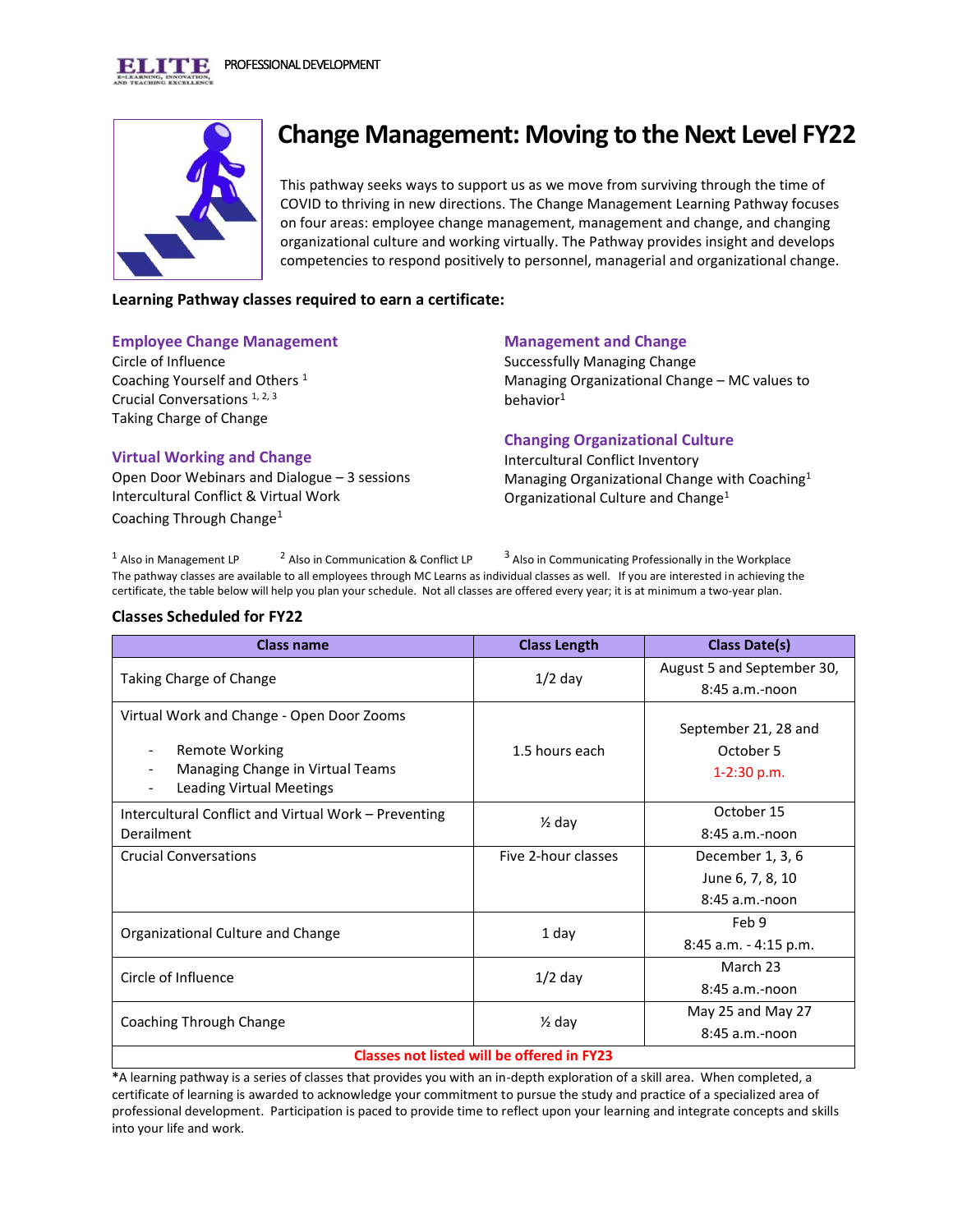ELITE PROFESSIONAL DEVELOPMENT

# Change Management: Moving to the Next Level FY22

This pathway seeks ways to support us as we move from surviving through the time of COVID to thriving in new directions. The Change Management Learning Pathway focuses on four areas: employee change management, management and change, and changing organizational culture and working virtually. The Pathway provides insight and develops competencies to respond positively to personnel, managerial and organizational change.

**Learning Pathway classes required to earn a certificate:**

### Employee Change Management

Circle of Influence
Coaching Yourself and Others [1]
Crucial Conversations [1, 2, 3]
Taking Charge of Change

### Virtual Working and Change

Open Door Webinars and Dialogue – 3 sessions
Intercultural Conflict & Virtual Work
Coaching Through Change[1]

### Management and Change

Successfully Managing Change
Managing Organizational Change – MC values to behavior[1]

### Changing Organizational Culture

Intercultural Conflict Inventory
Managing Organizational Change with Coaching[1]
Organizational Culture and Change[1]

[1] Also in Management LP [2] Also in Communication & Conflict LP [3] Also in Communicating Professionally in the Workplace

The pathway classes are available to all employees through MC Learns as individual classes as well. If you are interested in achieving the certificate, the table below will help you plan your schedule. Not all classes are offered every year; it is at minimum a two-year plan.

**Classes Scheduled for FY22**

| Class name | Class Length | Class Date(s) |
|---|---|---|
| Taking Charge of Change | 1/2 day | August 5 and September 30, 8:45 a.m.-noon |
| Virtual Work and Change - Open Door Zooms<br>- Remote Working<br>- Managing Change in Virtual Teams<br>- Leading Virtual Meetings | 1.5 hours each | September 21, 28 and October 5<br>1-2:30 p.m. |
| Intercultural Conflict and Virtual Work – Preventing Derailment | ½ day | October 15<br>8:45 a.m.-noon |
| Crucial Conversations | Five 2-hour classes | December 1, 3, 6<br>June 6, 7, 8, 10<br>8:45 a.m.-noon |
| Organizational Culture and Change | 1 day | Feb 9<br>8:45 a.m. - 4:15 p.m. |
| Circle of Influence | 1/2 day | March 23<br>8:45 a.m.-noon |
| Coaching Through Change | ½ day | May 25 and May 27<br>8:45 a.m.-noon |
| **Classes not listed will be offered in FY23** | | |

**\***A learning pathway is a series of classes that provides you with an in-depth exploration of a skill area. When completed, a certificate of learning is awarded to acknowledge your commitment to pursue the study and practice of a specialized area of professional development. Participation is paced to provide time to reflect upon your learning and integrate concepts and skills into your life and work.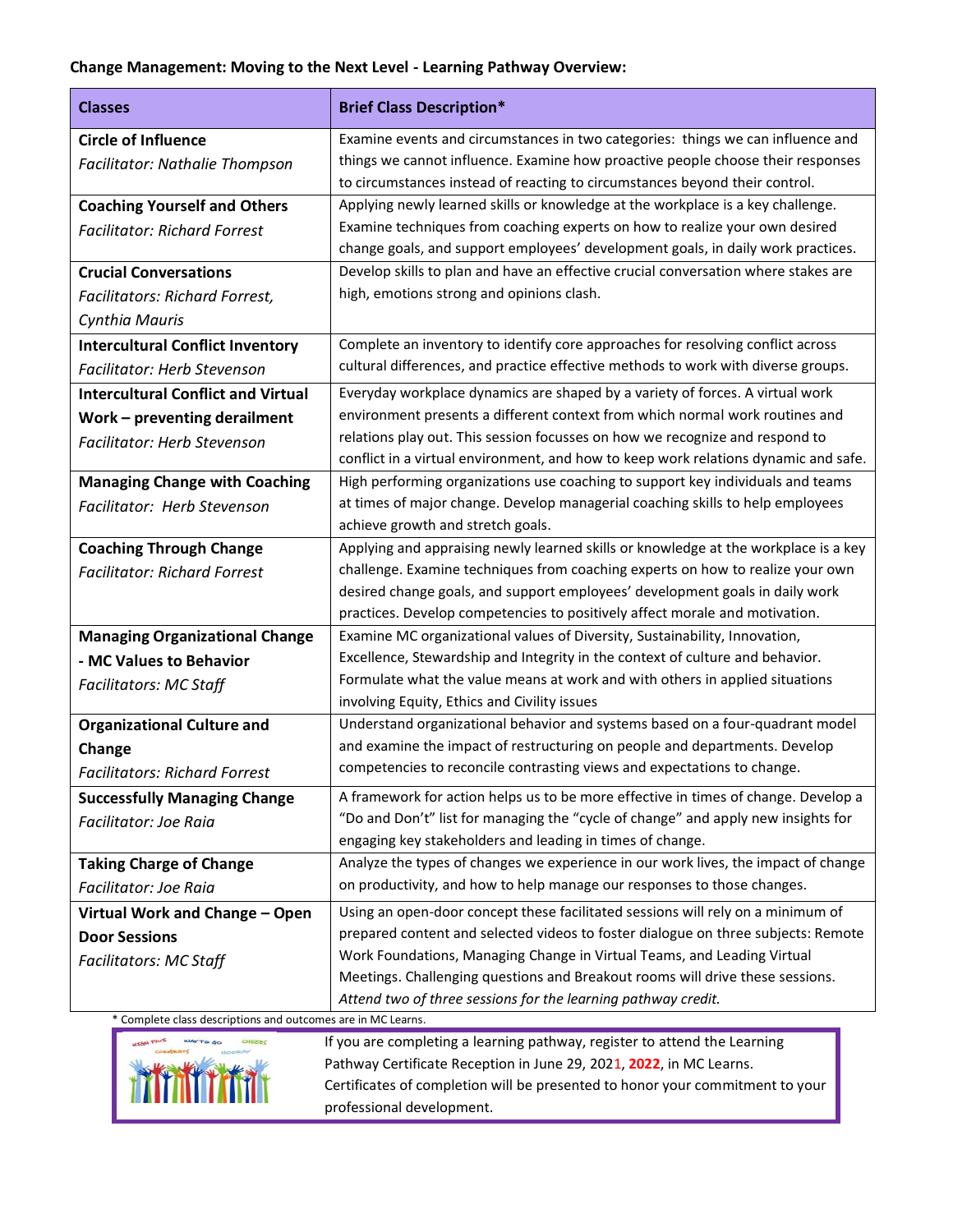**Change Management: Moving to the Next Level - Learning Pathway Overview:**

| Classes | Brief Class Description* |
| --- | --- |
| **Circle of Influence**<br>*Facilitator: Nathalie Thompson* | Examine events and circumstances in two categories: things we can influence and things we cannot influence. Examine how proactive people choose their responses to circumstances instead of reacting to circumstances beyond their control. |
| **Coaching Yourself and Others**<br>*Facilitator: Richard Forrest* | Applying newly learned skills or knowledge at the workplace is a key challenge. Examine techniques from coaching experts on how to realize your own desired change goals, and support employees' development goals, in daily work practices. |
| **Crucial Conversations**<br>*Facilitators: Richard Forrest, Cynthia Mauris* | Develop skills to plan and have an effective crucial conversation where stakes are high, emotions strong and opinions clash. |
| **Intercultural Conflict Inventory**<br>*Facilitator: Herb Stevenson* | Complete an inventory to identify core approaches for resolving conflict across cultural differences, and practice effective methods to work with diverse groups. |
| **Intercultural Conflict and Virtual Work – preventing derailment**<br>*Facilitator: Herb Stevenson* | Everyday workplace dynamics are shaped by a variety of forces. A virtual work environment presents a different context from which normal work routines and relations play out. This session focusses on how we recognize and respond to conflict in a virtual environment, and how to keep work relations dynamic and safe. |
| **Managing Change with Coaching**<br>*Facilitator: Herb Stevenson* | High performing organizations use coaching to support key individuals and teams at times of major change. Develop managerial coaching skills to help employees achieve growth and stretch goals. |
| **Coaching Through Change**<br>*Facilitator: Richard Forrest* | Applying and appraising newly learned skills or knowledge at the workplace is a key challenge. Examine techniques from coaching experts on how to realize your own desired change goals, and support employees' development goals in daily work practices. Develop competencies to positively affect morale and motivation. |
| **Managing Organizational Change - MC Values to Behavior**<br>*Facilitators: MC Staff* | Examine MC organizational values of Diversity, Sustainability, Innovation, Excellence, Stewardship and Integrity in the context of culture and behavior. Formulate what the value means at work and with others in applied situations involving Equity, Ethics and Civility issues |
| **Organizational Culture and Change**<br>*Facilitators: Richard Forrest* | Understand organizational behavior and systems based on a four-quadrant model and examine the impact of restructuring on people and departments. Develop competencies to reconcile contrasting views and expectations to change. |
| **Successfully Managing Change**<br>*Facilitator: Joe Raia* | A framework for action helps us to be more effective in times of change. Develop a "Do and Don't" list for managing the "cycle of change" and apply new insights for engaging key stakeholders and leading in times of change. |
| **Taking Charge of Change**<br>*Facilitator: Joe Raia* | Analyze the types of changes we experience in our work lives, the impact of change on productivity, and how to help manage our responses to those changes. |
| **Virtual Work and Change – Open Door Sessions**<br>*Facilitators: MC Staff* | Using an open-door concept these facilitated sessions will rely on a minimum of prepared content and selected videos to foster dialogue on three subjects: Remote Work Foundations, Managing Change in Virtual Teams, and Leading Virtual Meetings. Challenging questions and Breakout rooms will drive these sessions. *Attend two of three sessions for the learning pathway credit.* |

* Complete class descriptions and outcomes are in MC Learns.

If you are completing a learning pathway, register to attend the Learning Pathway Certificate Reception in June 29, 2021, **2022**, in MC Learns. Certificates of completion will be presented to honor your commitment to your professional development.